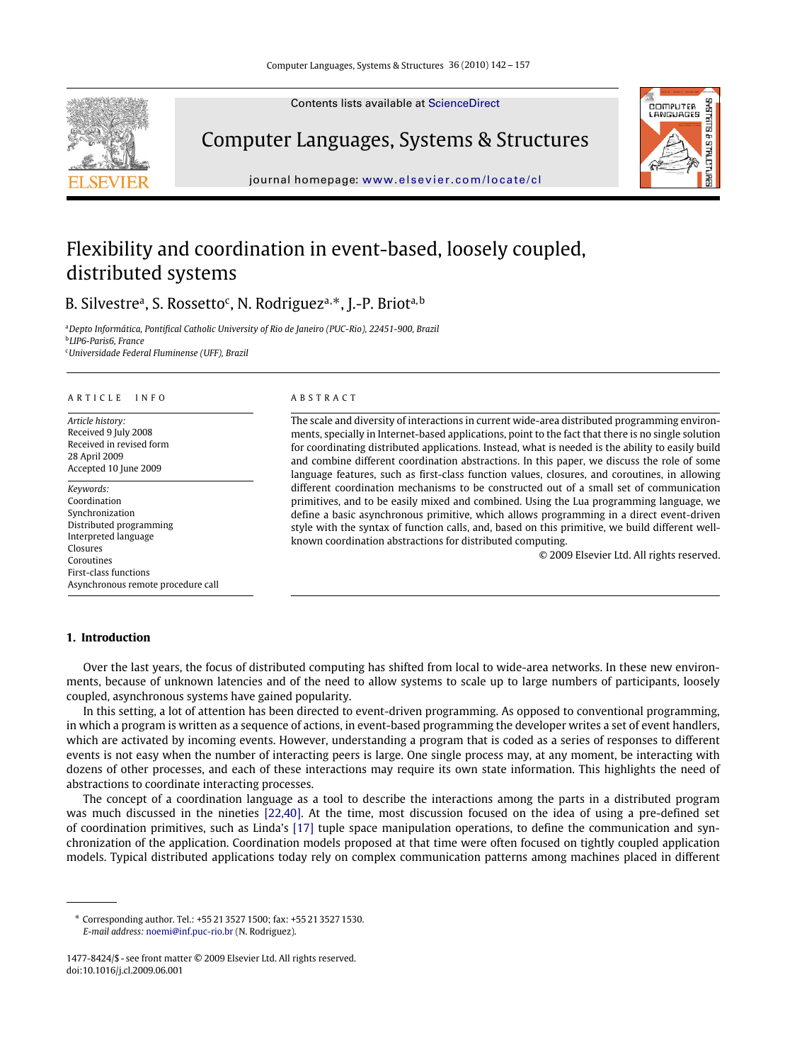Contents lists available at ScienceDirect

# Computer Languages, Systems & Structures

journal homepage: www.elsevier.com/locate/cl

# Flexibility and coordination in event-based, loosely coupled, distributed systems

B. Silvestre[a], S. Rossetto[c], N. Rodriguez[a,*], J.-P. Briot[a,b]

[a]Depto Informática, Pontifical Catholic University of Rio de Janeiro (PUC-Rio), 22451-900, Brazil
[b]LIP6-Paris6, France
[c]Universidade Federal Fluminense (UFF), Brazil

ARTICLE INFO

*Article history:*
Received 9 July 2008
Received in revised form
28 April 2009
Accepted 10 June 2009

*Keywords:*
Coordination
Synchronization
Distributed programming
Interpreted language
Closures
Coroutines
First-class functions
Asynchronous remote procedure call

ABSTRACT

The scale and diversity of interactions in current wide-area distributed programming environments, specially in Internet-based applications, point to the fact that there is no single solution for coordinating distributed applications. Instead, what is needed is the ability to easily build and combine different coordination abstractions. In this paper, we discuss the role of some language features, such as first-class function values, closures, and coroutines, in allowing different coordination mechanisms to be constructed out of a small set of communication primitives, and to be easily mixed and combined. Using the Lua programming language, we define a basic asynchronous primitive, which allows programming in a direct event-driven style with the syntax of function calls, and, based on this primitive, we build different well-known coordination abstractions for distributed computing.

© 2009 Elsevier Ltd. All rights reserved.

## 1. Introduction

Over the last years, the focus of distributed computing has shifted from local to wide-area networks. In these new environments, because of unknown latencies and of the need to allow systems to scale up to large numbers of participants, loosely coupled, asynchronous systems have gained popularity.

In this setting, a lot of attention has been directed to event-driven programming. As opposed to conventional programming, in which a program is written as a sequence of actions, in event-based programming the developer writes a set of event handlers, which are activated by incoming events. However, understanding a program that is coded as a series of responses to different events is not easy when the number of interacting peers is large. One single process may, at any moment, be interacting with dozens of other processes, and each of these interactions may require its own state information. This highlights the need of abstractions to coordinate interacting processes.

The concept of a coordination language as a tool to describe the interactions among the parts in a distributed program was much discussed in the nineties [22,40]. At the time, most discussion focused on the idea of using a pre-defined set of coordination primitives, such as Linda's [17] tuple space manipulation operations, to define the communication and synchronization of the application. Coordination models proposed at that time were often focused on tightly coupled application models. Typical distributed applications today rely on complex communication patterns among machines placed in different

* Corresponding author. Tel.: +55 21 3527 1500; fax: +55 21 3527 1530.
*E-mail address:* noemi@inf.puc-rio.br (N. Rodriguez).

1477-8424/$ - see front matter © 2009 Elsevier Ltd. All rights reserved.
doi:10.1016/j.cl.2009.06.001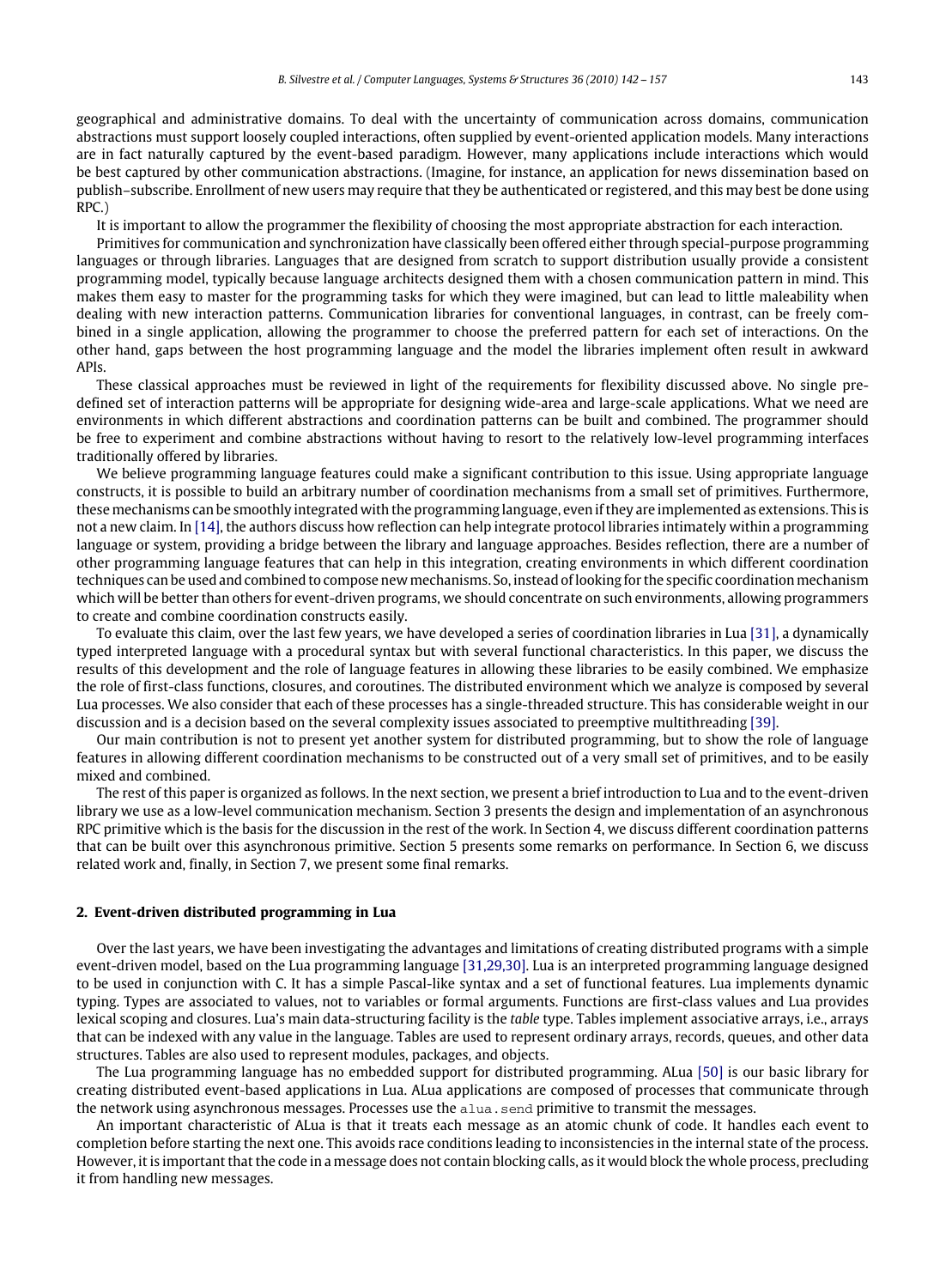geographical and administrative domains. To deal with the uncertainty of communication across domains, communication abstractions must support loosely coupled interactions, often supplied by event-oriented application models. Many interactions are in fact naturally captured by the event-based paradigm. However, many applications include interactions which would be best captured by other communication abstractions. (Imagine, for instance, an application for news dissemination based on publish–subscribe. Enrollment of new users may require that they be authenticated or registered, and this may best be done using RPC.)

It is important to allow the programmer the flexibility of choosing the most appropriate abstraction for each interaction.

Primitives for communication and synchronization have classically been offered either through special-purpose programming languages or through libraries. Languages that are designed from scratch to support distribution usually provide a consistent programming model, typically because language architects designed them with a chosen communication pattern in mind. This makes them easy to master for the programming tasks for which they were imagined, but can lead to little maleability when dealing with new interaction patterns. Communication libraries for conventional languages, in contrast, can be freely combined in a single application, allowing the programmer to choose the preferred pattern for each set of interactions. On the other hand, gaps between the host programming language and the model the libraries implement often result in awkward APIs.

These classical approaches must be reviewed in light of the requirements for flexibility discussed above. No single predefined set of interaction patterns will be appropriate for designing wide-area and large-scale applications. What we need are environments in which different abstractions and coordination patterns can be built and combined. The programmer should be free to experiment and combine abstractions without having to resort to the relatively low-level programming interfaces traditionally offered by libraries.

We believe programming language features could make a significant contribution to this issue. Using appropriate language constructs, it is possible to build an arbitrary number of coordination mechanisms from a small set of primitives. Furthermore, these mechanisms can be smoothly integrated with the programming language, even if they are implemented as extensions. This is not a new claim. In [14], the authors discuss how reflection can help integrate protocol libraries intimately within a programming language or system, providing a bridge between the library and language approaches. Besides reflection, there are a number of other programming language features that can help in this integration, creating environments in which different coordination techniques can be used and combined to compose new mechanisms. So, instead of looking for the specific coordination mechanism which will be better than others for event-driven programs, we should concentrate on such environments, allowing programmers to create and combine coordination constructs easily.

To evaluate this claim, over the last few years, we have developed a series of coordination libraries in Lua [31], a dynamically typed interpreted language with a procedural syntax but with several functional characteristics. In this paper, we discuss the results of this development and the role of language features in allowing these libraries to be easily combined. We emphasize the role of first-class functions, closures, and coroutines. The distributed environment which we analyze is composed by several Lua processes. We also consider that each of these processes has a single-threaded structure. This has considerable weight in our discussion and is a decision based on the several complexity issues associated to preemptive multithreading [39].

Our main contribution is not to present yet another system for distributed programming, but to show the role of language features in allowing different coordination mechanisms to be constructed out of a very small set of primitives, and to be easily mixed and combined.

The rest of this paper is organized as follows. In the next section, we present a brief introduction to Lua and to the event-driven library we use as a low-level communication mechanism. Section 3 presents the design and implementation of an asynchronous RPC primitive which is the basis for the discussion in the rest of the work. In Section 4, we discuss different coordination patterns that can be built over this asynchronous primitive. Section 5 presents some remarks on performance. In Section 6, we discuss related work and, finally, in Section 7, we present some final remarks.

## 2. Event-driven distributed programming in Lua

Over the last years, we have been investigating the advantages and limitations of creating distributed programs with a simple event-driven model, based on the Lua programming language [31,29,30]. Lua is an interpreted programming language designed to be used in conjunction with C. It has a simple Pascal-like syntax and a set of functional features. Lua implements dynamic typing. Types are associated to values, not to variables or formal arguments. Functions are first-class values and Lua provides lexical scoping and closures. Lua's main data-structuring facility is the *table* type. Tables implement associative arrays, i.e., arrays that can be indexed with any value in the language. Tables are used to represent ordinary arrays, records, queues, and other data structures. Tables are also used to represent modules, packages, and objects.

The Lua programming language has no embedded support for distributed programming. ALua [50] is our basic library for creating distributed event-based applications in Lua. ALua applications are composed of processes that communicate through the network using asynchronous messages. Processes use the `alua.send` primitive to transmit the messages.

An important characteristic of ALua is that it treats each message as an atomic chunk of code. It handles each event to completion before starting the next one. This avoids race conditions leading to inconsistencies in the internal state of the process. However, it is important that the code in a message does not contain blocking calls, as it would block the whole process, precluding it from handling new messages.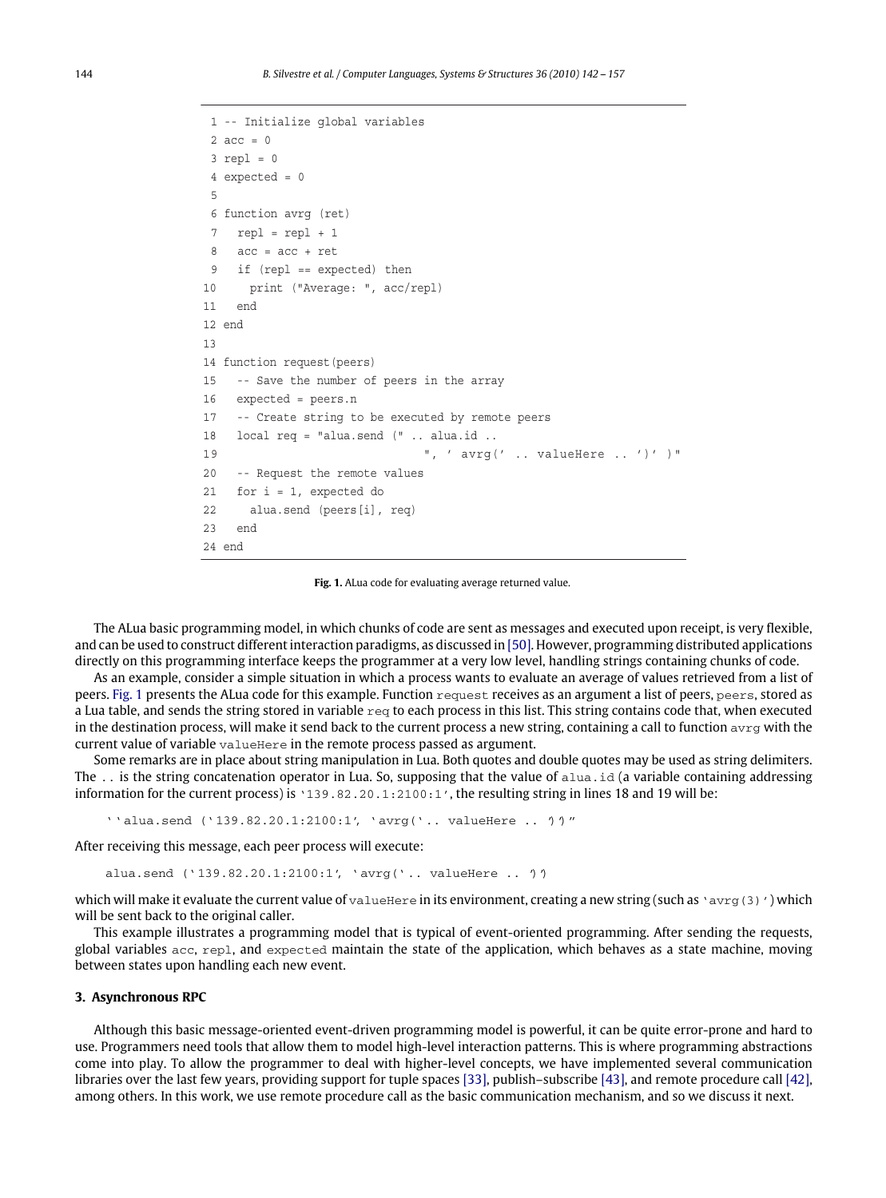```
 1 -- Initialize global variables
 2 acc = 0
 3 repl = 0
 4 expected = 0
 5
 6 function avrg (ret)
 7   repl = repl + 1
 8   acc = acc + ret
 9   if (repl == expected) then
10     print ("Average: ", acc/repl)
11   end
12 end
13
14 function request(peers)
15   -- Save the number of peers in the array
16   expected = peers.n
17   -- Create string to be executed by remote peers
18   local req = "alua.send (" .. alua.id ..
19                              ", ' avrg(' .. valueHere .. ')' )"
20   -- Request the remote values
21   for i = 1, expected do
22     alua.send (peers[i], req)
23   end
24 end
```

**Fig. 1.** ALua code for evaluating average returned value.

The ALua basic programming model, in which chunks of code are sent as messages and executed upon receipt, is very flexible, and can be used to construct different interaction paradigms, as discussed in [50]. However, programming distributed applications directly on this programming interface keeps the programmer at a very low level, handling strings containing chunks of code.

As an example, consider a simple situation in which a process wants to evaluate an average of values retrieved from a list of peers. Fig. 1 presents the ALua code for this example. Function `request` receives as an argument a list of peers, `peers`, stored as a Lua table, and sends the string stored in variable `req` to each process in this list. This string contains code that, when executed in the destination process, will make it send back to the current process a new string, containing a call to function `avrg` with the current value of variable `valueHere` in the remote process passed as argument.

Some remarks are in place about string manipulation in Lua. Both quotes and double quotes may be used as string delimiters. The `..` is the string concatenation operator in Lua. So, supposing that the value of `alua.id` (a variable containing addressing information for the current process) is `'139.82.20.1:2100:1'`, the resulting string in lines 18 and 19 will be:

```
''alua.send ('139.82.20.1:2100:1', 'avrg('.. valueHere .. ')')"
```

After receiving this message, each peer process will execute:

```
alua.send ('139.82.20.1:2100:1', 'avrg('.. valueHere .. ')')
```

which will make it evaluate the current value of `valueHere` in its environment, creating a new string (such as `'avrg(3)'`) which will be sent back to the original caller.

This example illustrates a programming model that is typical of event-oriented programming. After sending the requests, global variables `acc`, `repl`, and `expected` maintain the state of the application, which behaves as a state machine, moving between states upon handling each new event.

## 3. Asynchronous RPC

Although this basic message-oriented event-driven programming model is powerful, it can be quite error-prone and hard to use. Programmers need tools that allow them to model high-level interaction patterns. This is where programming abstractions come into play. To allow the programmer to deal with higher-level concepts, we have implemented several communication libraries over the last few years, providing support for tuple spaces [33], publish–subscribe [43], and remote procedure call [42], among others. In this work, we use remote procedure call as the basic communication mechanism, and so we discuss it next.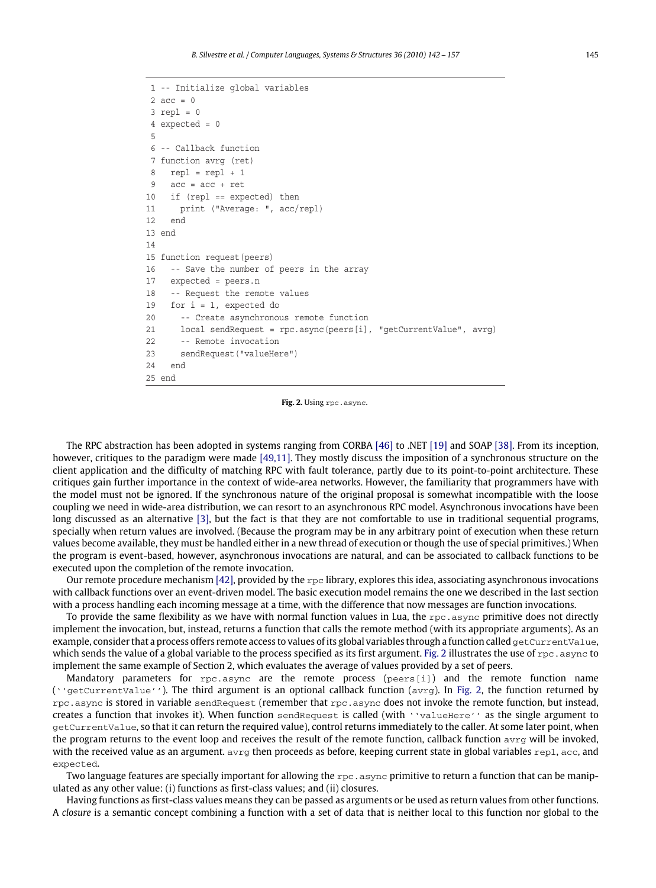```
 1 -- Initialize global variables
 2 acc = 0
 3 repl = 0
 4 expected = 0
 5
 6 -- Callback function
 7 function avrg (ret)
 8   repl = repl + 1
 9   acc = acc + ret
10   if (repl == expected) then
11     print ("Average: ", acc/repl)
12   end
13 end
14
15 function request(peers)
16   -- Save the number of peers in the array
17   expected = peers.n
18   -- Request the remote values
19   for i = 1, expected do
20     -- Create asynchronous remote function
21     local sendRequest = rpc.async(peers[i], "getCurrentValue", avrg)
22     -- Remote invocation
23     sendRequest("valueHere")
24   end
25 end
```

**Fig. 2.** Using `rpc.async`.

The RPC abstraction has been adopted in systems ranging from CORBA [46] to .NET [19] and SOAP [38]. From its inception, however, critiques to the paradigm were made [49,11]. They mostly discuss the imposition of a synchronous structure on the client application and the difficulty of matching RPC with fault tolerance, partly due to its point-to-point architecture. These critiques gain further importance in the context of wide-area networks. However, the familiarity that programmers have with the model must not be ignored. If the synchronous nature of the original proposal is somewhat incompatible with the loose coupling we need in wide-area distribution, we can resort to an asynchronous RPC model. Asynchronous invocations have been long discussed as an alternative [3], but the fact is that they are not comfortable to use in traditional sequential programs, specially when return values are involved. (Because the program may be in any arbitrary point of execution when these return values become available, they must be handled either in a new thread of execution or though the use of special primitives.) When the program is event-based, however, asynchronous invocations are natural, and can be associated to callback functions to be executed upon the completion of the remote invocation.

Our remote procedure mechanism [42], provided by the `rpc` library, explores this idea, associating asynchronous invocations with callback functions over an event-driven model. The basic execution model remains the one we described in the last section with a process handling each incoming message at a time, with the difference that now messages are function invocations.

To provide the same flexibility as we have with normal function values in Lua, the `rpc.async` primitive does not directly implement the invocation, but, instead, returns a function that calls the remote method (with its appropriate arguments). As an example, consider that a process offers remote access to values of its global variables through a function called `getCurrentValue`, which sends the value of a global variable to the process specified as its first argument. Fig. 2 illustrates the use of `rpc.async` to implement the same example of Section 2, which evaluates the average of values provided by a set of peers.

Mandatory parameters for `rpc.async` are the remote process (`peers[i]`) and the remote function name (``getCurrentValue''). The third argument is an optional callback function (`avrg`). In Fig. 2, the function returned by `rpc.async` is stored in variable `sendRequest` (remember that `rpc.async` does not invoke the remote function, but instead, creates a function that invokes it). When function `sendRequest` is called (with ``valueHere'' as the single argument to `getCurrentValue`, so that it can return the required value), control returns immediately to the caller. At some later point, when the program returns to the event loop and receives the result of the remote function, callback function `avrg` will be invoked, with the received value as an argument. `avrg` then proceeds as before, keeping current state in global variables `repl`, `acc`, and `expected`.

Two language features are specially important for allowing the `rpc.async` primitive to return a function that can be manipulated as any other value: (i) functions as first-class values; and (ii) closures.

Having functions as first-class values means they can be passed as arguments or be used as return values from other functions. A *closure* is a semantic concept combining a function with a set of data that is neither local to this function nor global to the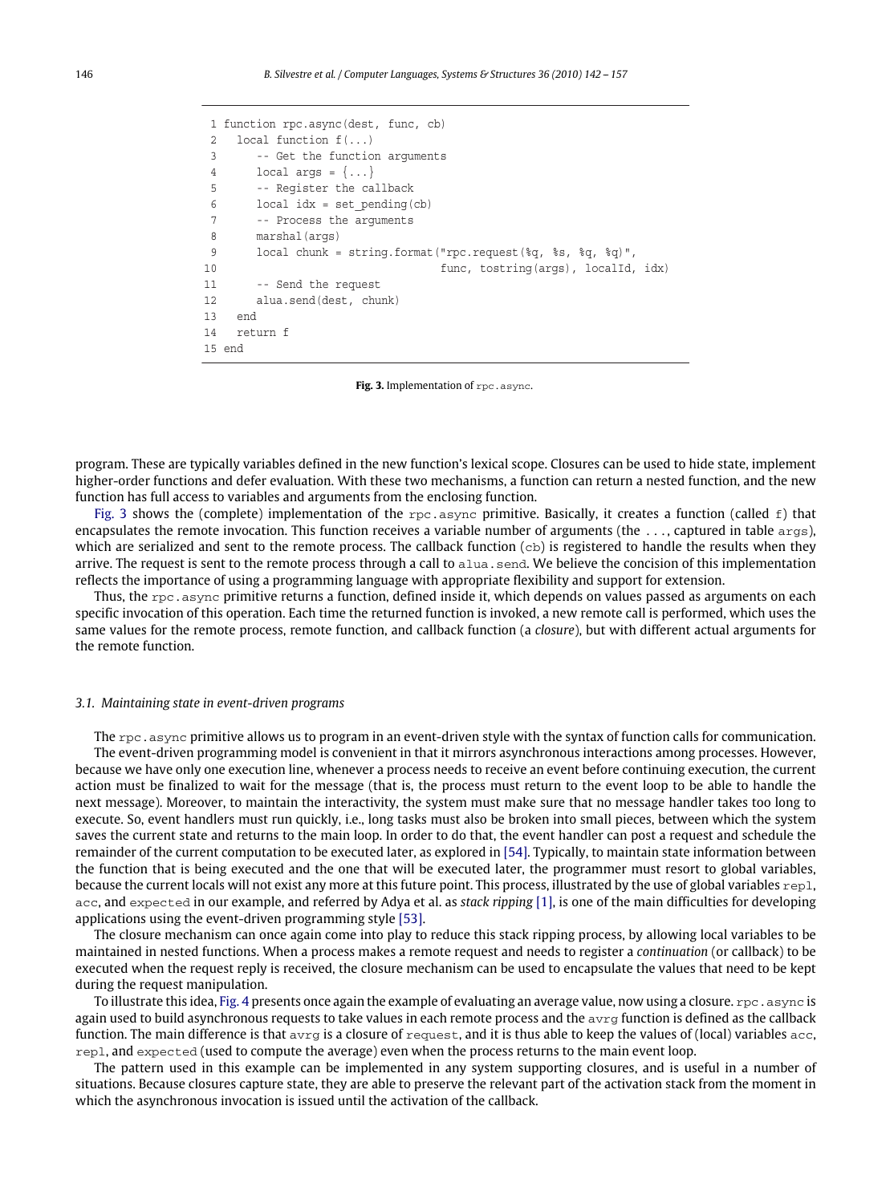```
 1 function rpc.async(dest, func, cb)
 2   local function f(...)
 3      -- Get the function arguments
 4      local args = {...}
 5      -- Register the callback
 6      local idx = set_pending(cb)
 7      -- Process the arguments
 8      marshal(args)
 9      local chunk = string.format("rpc.request(%q, %s, %q, %q)",
10                                  func, tostring(args), localId, idx)
11      -- Send the request
12      alua.send(dest, chunk)
13   end
14   return f
15 end
```

**Fig. 3.** Implementation of `rpc.async`.

program. These are typically variables defined in the new function's lexical scope. Closures can be used to hide state, implement higher-order functions and defer evaluation. With these two mechanisms, a function can return a nested function, and the new function has full access to variables and arguments from the enclosing function.

Fig. 3 shows the (complete) implementation of the `rpc.async` primitive. Basically, it creates a function (called `f`) that encapsulates the remote invocation. This function receives a variable number of arguments (the `...`, captured in table `args`), which are serialized and sent to the remote process. The callback function (`cb`) is registered to handle the results when they arrive. The request is sent to the remote process through a call to `alua.send`. We believe the concision of this implementation reflects the importance of using a programming language with appropriate flexibility and support for extension.

Thus, the `rpc.async` primitive returns a function, defined inside it, which depends on values passed as arguments on each specific invocation of this operation. Each time the returned function is invoked, a new remote call is performed, which uses the same values for the remote process, remote function, and callback function (a *closure*), but with different actual arguments for the remote function.

### 3.1. Maintaining state in event-driven programs

The `rpc.async` primitive allows us to program in an event-driven style with the syntax of function calls for communication.

The event-driven programming model is convenient in that it mirrors asynchronous interactions among processes. However, because we have only one execution line, whenever a process needs to receive an event before continuing execution, the current action must be finalized to wait for the message (that is, the process must return to the event loop to be able to handle the next message). Moreover, to maintain the interactivity, the system must make sure that no message handler takes too long to execute. So, event handlers must run quickly, i.e., long tasks must also be broken into small pieces, between which the system saves the current state and returns to the main loop. In order to do that, the event handler can post a request and schedule the remainder of the current computation to be executed later, as explored in [54]. Typically, to maintain state information between the function that is being executed and the one that will be executed later, the programmer must resort to global variables, because the current locals will not exist any more at this future point. This process, illustrated by the use of global variables `repl`, `acc`, and `expected` in our example, and referred by Adya et al. as *stack ripping* [1], is one of the main difficulties for developing applications using the event-driven programming style [53].

The closure mechanism can once again come into play to reduce this stack ripping process, by allowing local variables to be maintained in nested functions. When a process makes a remote request and needs to register a *continuation* (or callback) to be executed when the request reply is received, the closure mechanism can be used to encapsulate the values that need to be kept during the request manipulation.

To illustrate this idea, Fig. 4 presents once again the example of evaluating an average value, now using a closure. `rpc.async` is again used to build asynchronous requests to take values in each remote process and the `avrg` function is defined as the callback function. The main difference is that `avrg` is a closure of `request`, and it is thus able to keep the values of (local) variables `acc`, `repl`, and `expected` (used to compute the average) even when the process returns to the main event loop.

The pattern used in this example can be implemented in any system supporting closures, and is useful in a number of situations. Because closures capture state, they are able to preserve the relevant part of the activation stack from the moment in which the asynchronous invocation is issued until the activation of the callback.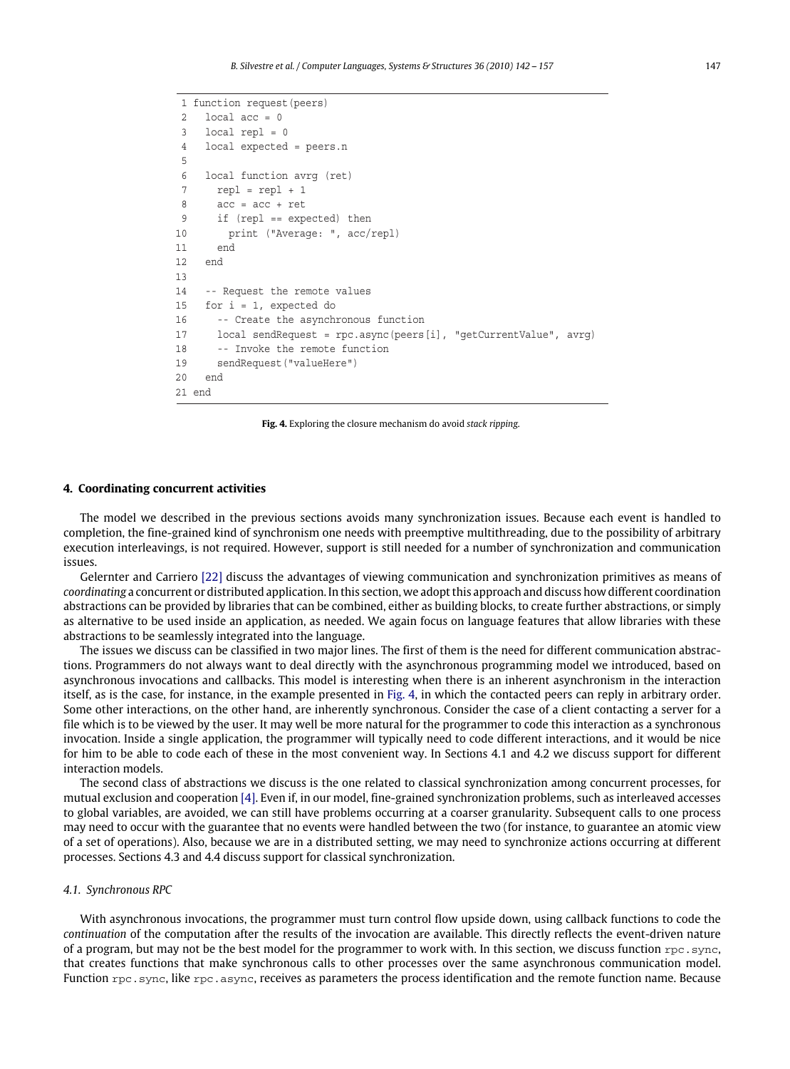```
1 function request(peers)
2   local acc = 0
3   local repl = 0
4   local expected = peers.n
5
6   local function avrg (ret)
7     repl = repl + 1
8     acc = acc + ret
9     if (repl == expected) then
10      print ("Average: ", acc/repl)
11    end
12  end
13
14  -- Request the remote values
15  for i = 1, expected do
16    -- Create the asynchronous function
17    local sendRequest = rpc.async(peers[i], "getCurrentValue", avrg)
18    -- Invoke the remote function
19    sendRequest("valueHere")
20  end
21 end
```

**Fig. 4.** Exploring the closure mechanism do avoid *stack ripping*.

## 4. Coordinating concurrent activities

The model we described in the previous sections avoids many synchronization issues. Because each event is handled to completion, the fine-grained kind of synchronism one needs with preemptive multithreading, due to the possibility of arbitrary execution interleavings, is not required. However, support is still needed for a number of synchronization and communication issues.

Gelernter and Carriero [22] discuss the advantages of viewing communication and synchronization primitives as means of *coordinating* a concurrent or distributed application. In this section, we adopt this approach and discuss how different coordination abstractions can be provided by libraries that can be combined, either as building blocks, to create further abstractions, or simply as alternative to be used inside an application, as needed. We again focus on language features that allow libraries with these abstractions to be seamlessly integrated into the language.

The issues we discuss can be classified in two major lines. The first of them is the need for different communication abstractions. Programmers do not always want to deal directly with the asynchronous programming model we introduced, based on asynchronous invocations and callbacks. This model is interesting when there is an inherent asynchronism in the interaction itself, as is the case, for instance, in the example presented in Fig. 4, in which the contacted peers can reply in arbitrary order. Some other interactions, on the other hand, are inherently synchronous. Consider the case of a client contacting a server for a file which is to be viewed by the user. It may well be more natural for the programmer to code this interaction as a synchronous invocation. Inside a single application, the programmer will typically need to code different interactions, and it would be nice for him to be able to code each of these in the most convenient way. In Sections 4.1 and 4.2 we discuss support for different interaction models.

The second class of abstractions we discuss is the one related to classical synchronization among concurrent processes, for mutual exclusion and cooperation [4]. Even if, in our model, fine-grained synchronization problems, such as interleaved accesses to global variables, are avoided, we can still have problems occurring at a coarser granularity. Subsequent calls to one process may need to occur with the guarantee that no events were handled between the two (for instance, to guarantee an atomic view of a set of operations). Also, because we are in a distributed setting, we may need to synchronize actions occurring at different processes. Sections 4.3 and 4.4 discuss support for classical synchronization.

### *4.1. Synchronous RPC*

With asynchronous invocations, the programmer must turn control flow upside down, using callback functions to code the *continuation* of the computation after the results of the invocation are available. This directly reflects the event-driven nature of a program, but may not be the best model for the programmer to work with. In this section, we discuss function `rpc.sync`, that creates functions that make synchronous calls to other processes over the same asynchronous communication model. Function `rpc.sync`, like `rpc.async`, receives as parameters the process identification and the remote function name. Because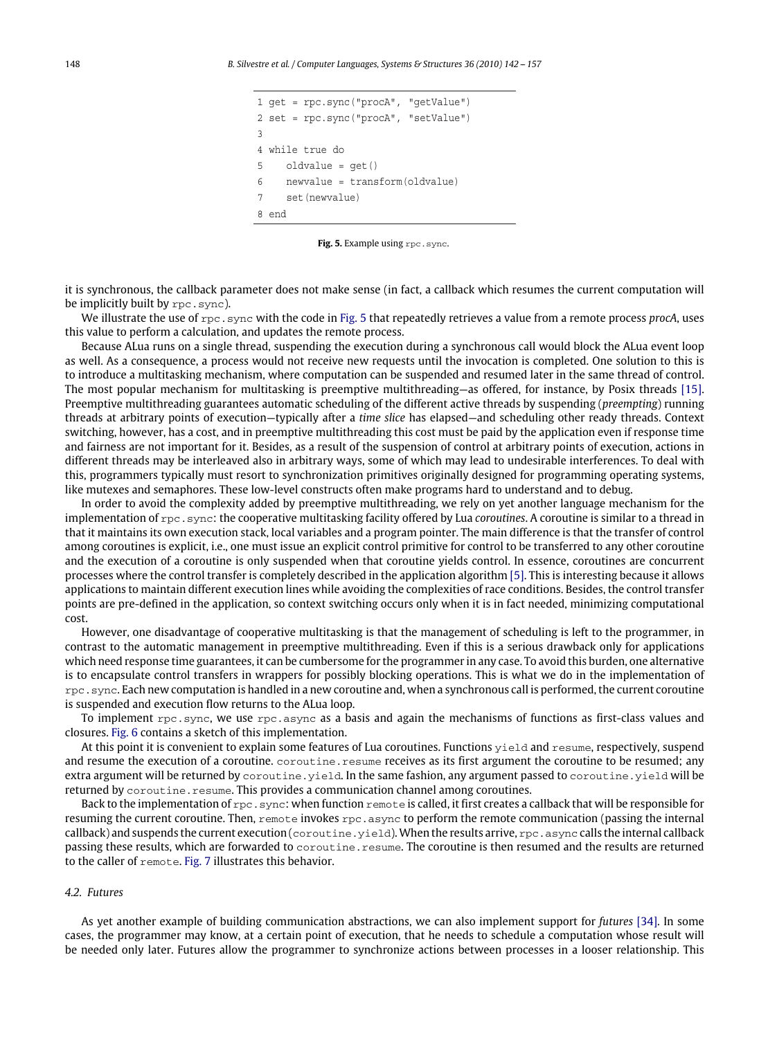```
1 get = rpc.sync("procA", "getValue")
2 set = rpc.sync("procA", "setValue")
3
4 while true do
5    oldvalue = get()
6    newvalue = transform(oldvalue)
7    set(newvalue)
8 end
```

**Fig. 5.** Example using `rpc.sync`.

it is synchronous, the callback parameter does not make sense (in fact, a callback which resumes the current computation will be implicitly built by `rpc.sync`).

We illustrate the use of `rpc.sync` with the code in Fig. 5 that repeatedly retrieves a value from a remote process *procA*, uses this value to perform a calculation, and updates the remote process.

Because ALua runs on a single thread, suspending the execution during a synchronous call would block the ALua event loop as well. As a consequence, a process would not receive new requests until the invocation is completed. One solution to this is to introduce a multitasking mechanism, where computation can be suspended and resumed later in the same thread of control. The most popular mechanism for multitasking is preemptive multithreading—as offered, for instance, by Posix threads [15]. Preemptive multithreading guarantees automatic scheduling of the different active threads by suspending (*preempting*) running threads at arbitrary points of execution—typically after a *time slice* has elapsed—and scheduling other ready threads. Context switching, however, has a cost, and in preemptive multithreading this cost must be paid by the application even if response time and fairness are not important for it. Besides, as a result of the suspension of control at arbitrary points of execution, actions in different threads may be interleaved also in arbitrary ways, some of which may lead to undesirable interferences. To deal with this, programmers typically must resort to synchronization primitives originally designed for programming operating systems, like mutexes and semaphores. These low-level constructs often make programs hard to understand and to debug.

In order to avoid the complexity added by preemptive multithreading, we rely on yet another language mechanism for the implementation of `rpc.sync`: the cooperative multitasking facility offered by Lua *coroutines*. A coroutine is similar to a thread in that it maintains its own execution stack, local variables and a program pointer. The main difference is that the transfer of control among coroutines is explicit, i.e., one must issue an explicit control primitive for control to be transferred to any other coroutine and the execution of a coroutine is only suspended when that coroutine yields control. In essence, coroutines are concurrent processes where the control transfer is completely described in the application algorithm [5]. This is interesting because it allows applications to maintain different execution lines while avoiding the complexities of race conditions. Besides, the control transfer points are pre-defined in the application, so context switching occurs only when it is in fact needed, minimizing computational cost.

However, one disadvantage of cooperative multitasking is that the management of scheduling is left to the programmer, in contrast to the automatic management in preemptive multithreading. Even if this is a serious drawback only for applications which need response time guarantees, it can be cumbersome for the programmer in any case. To avoid this burden, one alternative is to encapsulate control transfers in wrappers for possibly blocking operations. This is what we do in the implementation of `rpc.sync`. Each new computation is handled in a new coroutine and, when a synchronous call is performed, the current coroutine is suspended and execution flow returns to the ALua loop.

To implement `rpc.sync`, we use `rpc.async` as a basis and again the mechanisms of functions as first-class values and closures. Fig. 6 contains a sketch of this implementation.

At this point it is convenient to explain some features of Lua coroutines. Functions `yield` and `resume`, respectively, suspend and resume the execution of a coroutine. `coroutine.resume` receives as its first argument the coroutine to be resumed; any extra argument will be returned by `coroutine.yield`. In the same fashion, any argument passed to `coroutine.yield` will be returned by `coroutine.resume`. This provides a communication channel among coroutines.

Back to the implementation of `rpc.sync`: when function `remote` is called, it first creates a callback that will be responsible for resuming the current coroutine. Then, `remote` invokes `rpc.async` to perform the remote communication (passing the internal callback) and suspends the current execution (`coroutine.yield`). When the results arrive, `rpc.async` calls the internal callback passing these results, which are forwarded to `coroutine.resume`. The coroutine is then resumed and the results are returned to the caller of `remote`. Fig. 7 illustrates this behavior.

### 4.2. Futures

As yet another example of building communication abstractions, we can also implement support for *futures* [34]. In some cases, the programmer may know, at a certain point of execution, that he needs to schedule a computation whose result will be needed only later. Futures allow the programmer to synchronize actions between processes in a looser relationship. This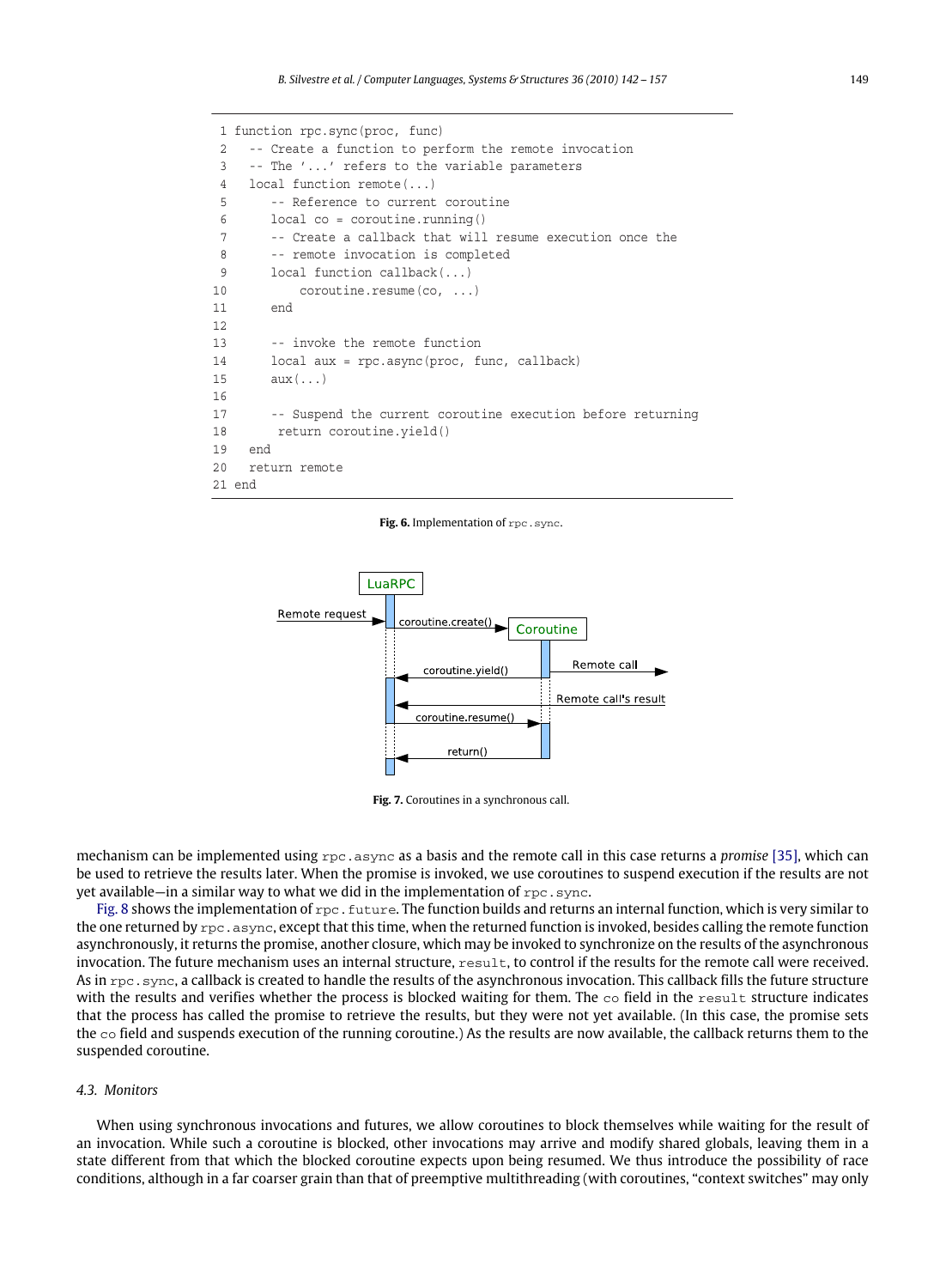```
1 function rpc.sync(proc, func)
2   -- Create a function to perform the remote invocation
3   -- The '...' refers to the variable parameters
4   local function remote(...)
5      -- Reference to current coroutine
6      local co = coroutine.running()
7      -- Create a callback that will resume execution once the
8      -- remote invocation is completed
9      local function callback(...)
10         coroutine.resume(co, ...)
11     end
12
13     -- invoke the remote function
14     local aux = rpc.async(proc, func, callback)
15     aux(...)
16
17     -- Suspend the current coroutine execution before returning
18      return coroutine.yield()
19   end
20   return remote
21 end
```

**Fig. 6.** Implementation of `rpc.sync`.

**Fig. 7.** Coroutines in a synchronous call.

mechanism can be implemented using `rpc.async` as a basis and the remote call in this case returns a *promise* [35], which can be used to retrieve the results later. When the promise is invoked, we use coroutines to suspend execution if the results are not yet available—in a similar way to what we did in the implementation of `rpc.sync`.

Fig. 8 shows the implementation of `rpc.future`. The function builds and returns an internal function, which is very similar to the one returned by `rpc.async`, except that this time, when the returned function is invoked, besides calling the remote function asynchronously, it returns the promise, another closure, which may be invoked to synchronize on the results of the asynchronous invocation. The future mechanism uses an internal structure, `result`, to control if the results for the remote call were received. As in `rpc.sync`, a callback is created to handle the results of the asynchronous invocation. This callback fills the future structure with the results and verifies whether the process is blocked waiting for them. The `co` field in the `result` structure indicates that the process has called the promise to retrieve the results, but they were not yet available. (In this case, the promise sets the `co` field and suspends execution of the running coroutine.) As the results are now available, the callback returns them to the suspended coroutine.

### 4.3. Monitors

When using synchronous invocations and futures, we allow coroutines to block themselves while waiting for the result of an invocation. While such a coroutine is blocked, other invocations may arrive and modify shared globals, leaving them in a state different from that which the blocked coroutine expects upon being resumed. We thus introduce the possibility of race conditions, although in a far coarser grain than that of preemptive multithreading (with coroutines, "context switches" may only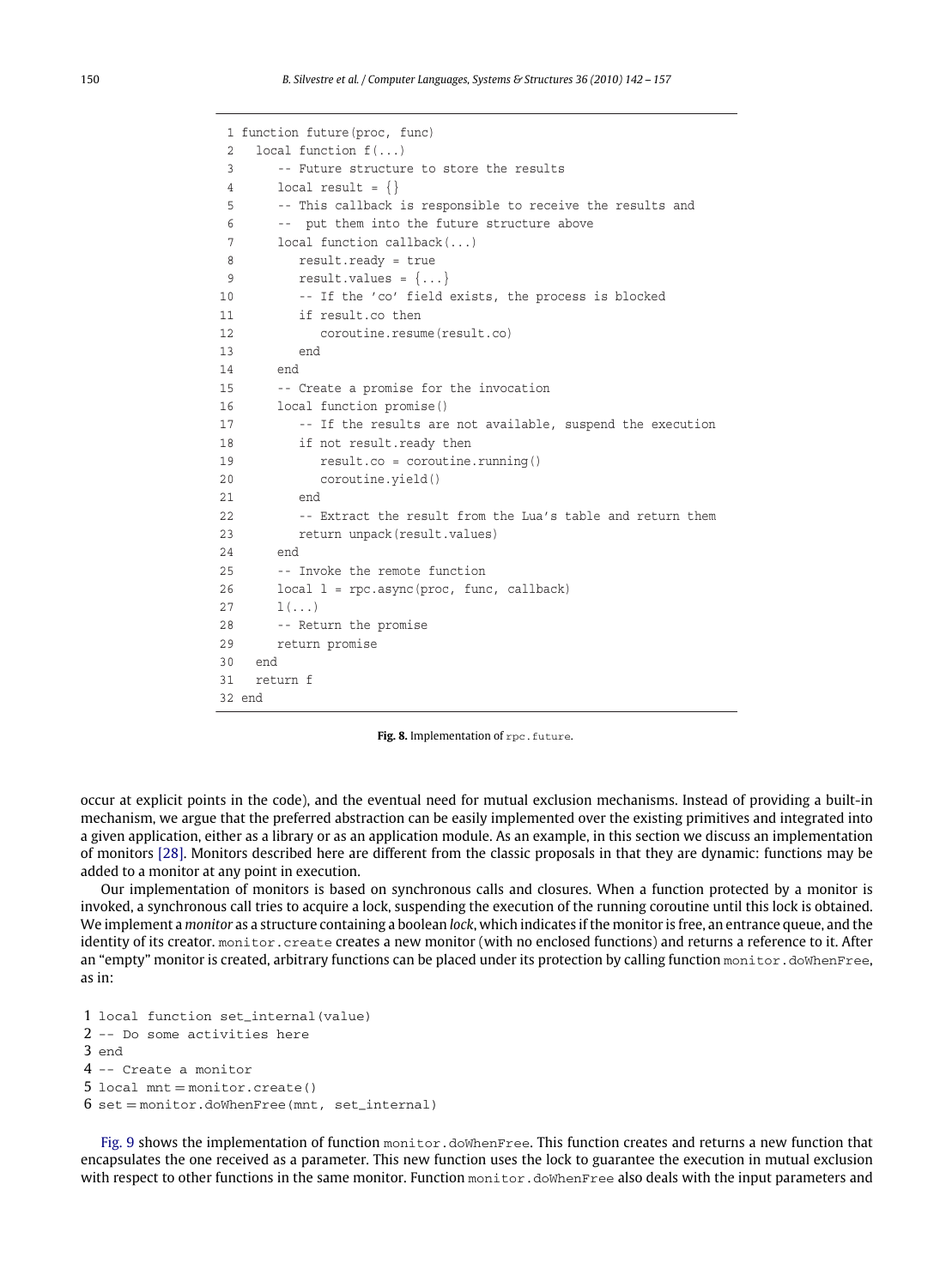```lua
1 function future(proc, func)
2   local function f(...)
3      -- Future structure to store the results
4      local result = {}
5      -- This callback is responsible to receive the results and
6      --  put them into the future structure above
7      local function callback(...)
8         result.ready = true
9         result.values = {...}
10        -- If the 'co' field exists, the process is blocked
11        if result.co then
12           coroutine.resume(result.co)
13        end
14     end
15     -- Create a promise for the invocation
16     local function promise()
17        -- If the results are not available, suspend the execution
18        if not result.ready then
19           result.co = coroutine.running()
20           coroutine.yield()
21        end
22        -- Extract the result from the Lua's table and return them
23        return unpack(result.values)
24     end
25     -- Invoke the remote function
26     local l = rpc.async(proc, func, callback)
27     l(...)
28     -- Return the promise
29     return promise
30  end
31  return f
32 end
```

**Fig. 8.** Implementation of `rpc.future`.

occur at explicit points in the code), and the eventual need for mutual exclusion mechanisms. Instead of providing a built-in mechanism, we argue that the preferred abstraction can be easily implemented over the existing primitives and integrated into a given application, either as a library or as an application module. As an example, in this section we discuss an implementation of monitors [28]. Monitors described here are different from the classic proposals in that they are dynamic: functions may be added to a monitor at any point in execution.

Our implementation of monitors is based on synchronous calls and closures. When a function protected by a monitor is invoked, a synchronous call tries to acquire a lock, suspending the execution of the running coroutine until this lock is obtained. We implement a *monitor* as a structure containing a boolean *lock*, which indicates if the monitor is free, an entrance queue, and the identity of its creator. `monitor.create` creates a new monitor (with no enclosed functions) and returns a reference to it. After an "empty" monitor is created, arbitrary functions can be placed under its protection by calling function `monitor.doWhenFree`, as in:

```lua
1 local function set_internal(value)
2 -- Do some activities here
3 end
4 -- Create a monitor
5 local mnt = monitor.create()
6 set = monitor.doWhenFree(mnt, set_internal)
```

Fig. 9 shows the implementation of function `monitor.doWhenFree`. This function creates and returns a new function that encapsulates the one received as a parameter. This new function uses the lock to guarantee the execution in mutual exclusion with respect to other functions in the same monitor. Function `monitor.doWhenFree` also deals with the input parameters and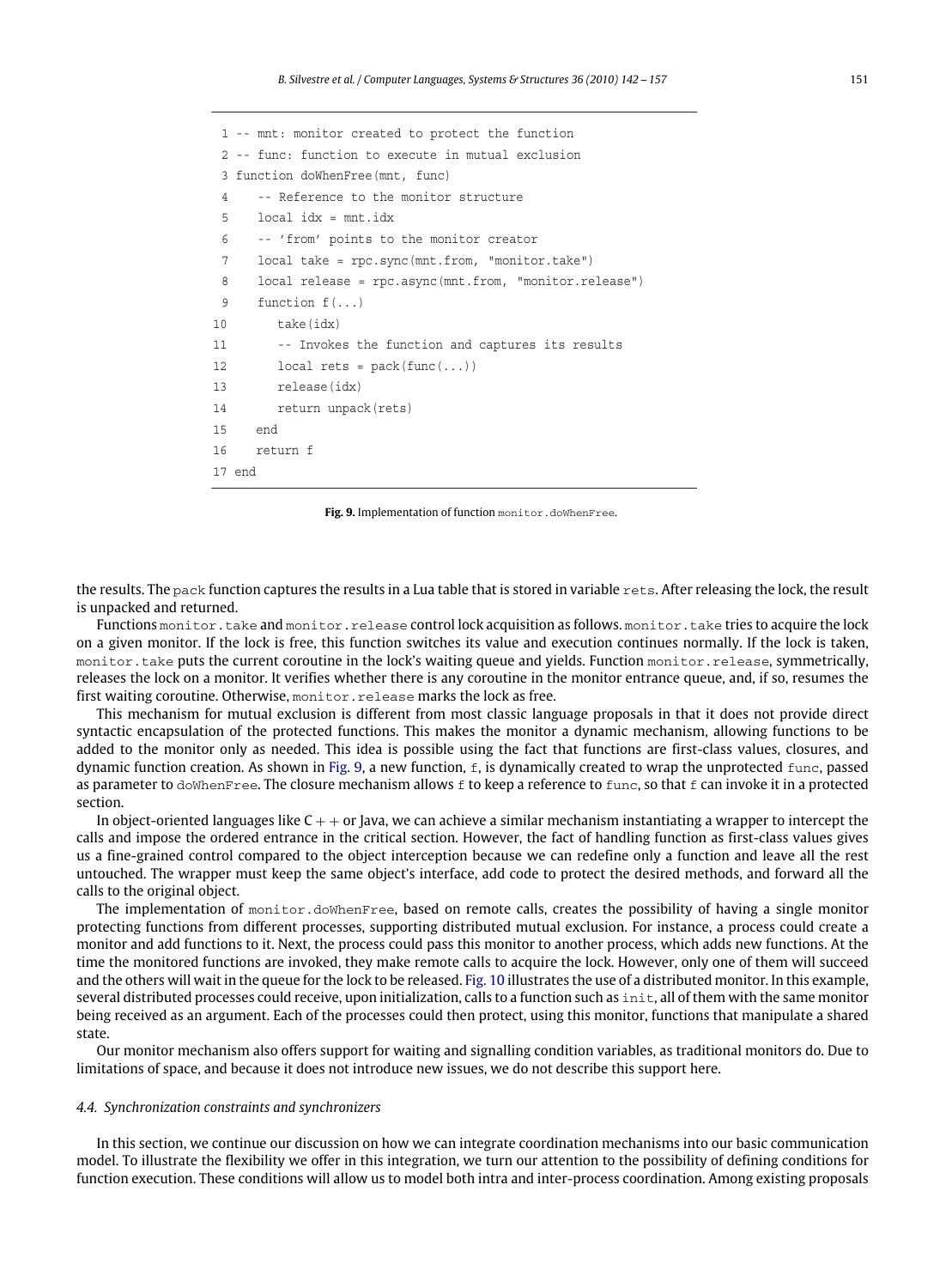```
 1 -- mnt: monitor created to protect the function
 2 -- func: function to execute in mutual exclusion
 3 function doWhenFree(mnt, func)
 4    -- Reference to the monitor structure
 5    local idx = mnt.idx
 6    -- 'from' points to the monitor creator
 7    local take = rpc.sync(mnt.from, "monitor.take")
 8    local release = rpc.async(mnt.from, "monitor.release")
 9    function f(...)
10       take(idx)
11       -- Invokes the function and captures its results
12       local rets = pack(func(...))
13       release(idx)
14       return unpack(rets)
15    end
16    return f
17 end
```

**Fig. 9.** Implementation of function `monitor.doWhenFree`.

the results. The `pack` function captures the results in a Lua table that is stored in variable `rets`. After releasing the lock, the result is unpacked and returned.

Functions `monitor.take` and `monitor.release` control lock acquisition as follows. `monitor.take` tries to acquire the lock on a given monitor. If the lock is free, this function switches its value and execution continues normally. If the lock is taken, `monitor.take` puts the current coroutine in the lock's waiting queue and yields. Function `monitor.release`, symmetrically, releases the lock on a monitor. It verifies whether there is any coroutine in the monitor entrance queue, and, if so, resumes the first waiting coroutine. Otherwise, `monitor.release` marks the lock as free.

This mechanism for mutual exclusion is different from most classic language proposals in that it does not provide direct syntactic encapsulation of the protected functions. This makes the monitor a dynamic mechanism, allowing functions to be added to the monitor only as needed. This idea is possible using the fact that functions are first-class values, closures, and dynamic function creation. As shown in Fig. 9, a new function, `f`, is dynamically created to wrap the unprotected `func`, passed as parameter to `doWhenFree`. The closure mechanism allows `f` to keep a reference to `func`, so that `f` can invoke it in a protected section.

In object-oriented languages like C++ or Java, we can achieve a similar mechanism instantiating a wrapper to intercept the calls and impose the ordered entrance in the critical section. However, the fact of handling function as first-class values gives us a fine-grained control compared to the object interception because we can redefine only a function and leave all the rest untouched. The wrapper must keep the same object's interface, add code to protect the desired methods, and forward all the calls to the original object.

The implementation of `monitor.doWhenFree`, based on remote calls, creates the possibility of having a single monitor protecting functions from different processes, supporting distributed mutual exclusion. For instance, a process could create a monitor and add functions to it. Next, the process could pass this monitor to another process, which adds new functions. At the time the monitored functions are invoked, they make remote calls to acquire the lock. However, only one of them will succeed and the others will wait in the queue for the lock to be released. Fig. 10 illustrates the use of a distributed monitor. In this example, several distributed processes could receive, upon initialization, calls to a function such as `init`, all of them with the same monitor being received as an argument. Each of the processes could then protect, using this monitor, functions that manipulate a shared state.

Our monitor mechanism also offers support for waiting and signalling condition variables, as traditional monitors do. Due to limitations of space, and because it does not introduce new issues, we do not describe this support here.

### 4.4. Synchronization constraints and synchronizers

In this section, we continue our discussion on how we can integrate coordination mechanisms into our basic communication model. To illustrate the flexibility we offer in this integration, we turn our attention to the possibility of defining conditions for function execution. These conditions will allow us to model both intra and inter-process coordination. Among existing proposals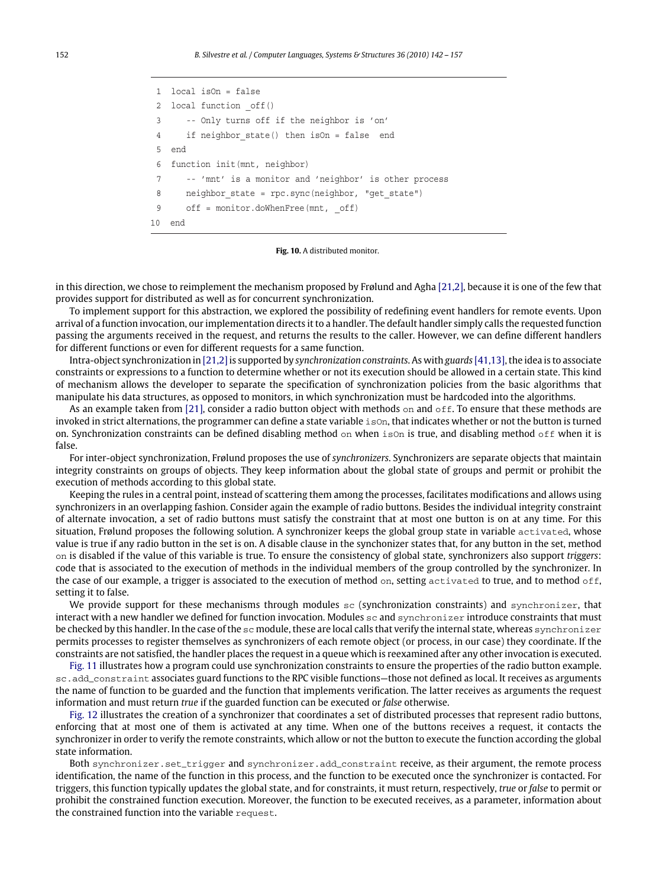```
1  local isOn = false
2  local function _off()
3     -- Only turns off if the neighbor is 'on'
4     if neighbor_state() then isOn = false  end
5  end
6  function init(mnt, neighbor)
7     -- 'mnt' is a monitor and 'neighbor' is other process
8     neighbor_state = rpc.sync(neighbor, "get_state")
9     off = monitor.doWhenFree(mnt, _off)
10 end
```

**Fig. 10.** A distributed monitor.

in this direction, we chose to reimplement the mechanism proposed by Frølund and Agha [21,2], because it is one of the few that provides support for distributed as well as for concurrent synchronization.

To implement support for this abstraction, we explored the possibility of redefining event handlers for remote events. Upon arrival of a function invocation, our implementation directs it to a handler. The default handler simply calls the requested function passing the arguments received in the request, and returns the results to the caller. However, we can define different handlers for different functions or even for different requests for a same function.

Intra-object synchronization in [21,2] is supported by *synchronization constraints*. As with *guards* [41,13], the idea is to associate constraints or expressions to a function to determine whether or not its execution should be allowed in a certain state. This kind of mechanism allows the developer to separate the specification of synchronization policies from the basic algorithms that manipulate his data structures, as opposed to monitors, in which synchronization must be hardcoded into the algorithms.

As an example taken from [21], consider a radio button object with methods `on` and `off`. To ensure that these methods are invoked in strict alternations, the programmer can define a state variable `isOn`, that indicates whether or not the button is turned on. Synchronization constraints can be defined disabling method `on` when `isOn` is true, and disabling method `off` when it is false.

For inter-object synchronization, Frølund proposes the use of *synchronizers*. Synchronizers are separate objects that maintain integrity constraints on groups of objects. They keep information about the global state of groups and permit or prohibit the execution of methods according to this global state.

Keeping the rules in a central point, instead of scattering them among the processes, facilitates modifications and allows using synchronizers in an overlapping fashion. Consider again the example of radio buttons. Besides the individual integrity constraint of alternate invocation, a set of radio buttons must satisfy the constraint that at most one button is on at any time. For this situation, Frølund proposes the following solution. A synchronizer keeps the global group state in variable `activated`, whose value is true if any radio button in the set is on. A disable clause in the synchonizer states that, for any button in the set, method `on` is disabled if the value of this variable is true. To ensure the consistency of global state, synchronizers also support *triggers*: code that is associated to the execution of methods in the individual members of the group controlled by the synchronizer. In the case of our example, a trigger is associated to the execution of method `on`, setting `activated` to true, and to method `off`, setting it to false.

We provide support for these mechanisms through modules `sc` (synchronization constraints) and `synchronizer`, that interact with a new handler we defined for function invocation. Modules `sc` and `synchronizer` introduce constraints that must be checked by this handler. In the case of the `sc` module, these are local calls that verify the internal state, whereas `synchronizer` permits processes to register themselves as synchronizers of each remote object (or process, in our case) they coordinate. If the constraints are not satisfied, the handler places the request in a queue which is reexamined after any other invocation is executed.

Fig. 11 illustrates how a program could use synchronization constraints to ensure the properties of the radio button example. `sc.add_constraint` associates guard functions to the RPC visible functions—those not defined as local. It receives as arguments the name of function to be guarded and the function that implements verification. The latter receives as arguments the request information and must return *true* if the guarded function can be executed or *false* otherwise.

Fig. 12 illustrates the creation of a synchronizer that coordinates a set of distributed processes that represent radio buttons, enforcing that at most one of them is activated at any time. When one of the buttons receives a request, it contacts the synchronizer in order to verify the remote constraints, which allow or not the button to execute the function according the global state information.

Both `synchronizer.set_trigger` and `synchronizer.add_constraint` receive, as their argument, the remote process identification, the name of the function in this process, and the function to be executed once the synchronizer is contacted. For triggers, this function typically updates the global state, and for constraints, it must return, respectively, *true* or *false* to permit or prohibit the constrained function execution. Moreover, the function to be executed receives, as a parameter, information about the constrained function into the variable `request`.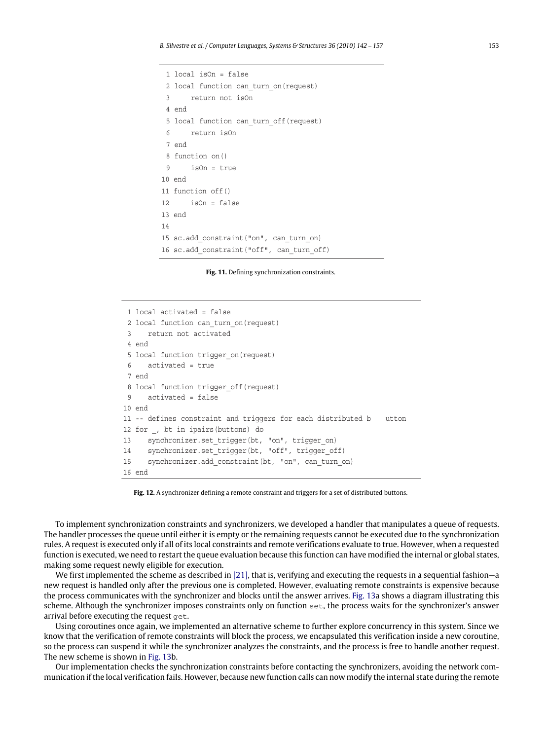```
 1 local isOn = false
 2 local function can_turn_on(request)
 3     return not isOn
 4 end
 5 local function can_turn_off(request)
 6     return isOn
 7 end
 8 function on()
 9     isOn = true
10 end
11 function off()
12     isOn = false
13 end
14
15 sc.add_constraint("on", can_turn_on)
16 sc.add_constraint("off", can_turn_off)
```

**Fig. 11.** Defining synchronization constraints.

```
 1 local activated = false
 2 local function can_turn_on(request)
 3    return not activated
 4 end
 5 local function trigger_on(request)
 6    activated = true
 7 end
 8 local function trigger_off(request)
 9    activated = false
10 end
11 -- defines constraint and triggers for each distributed b    utton
12 for _, bt in ipairs(buttons) do
13    synchronizer.set_trigger(bt, "on", trigger_on)
14    synchronizer.set_trigger(bt, "off", trigger_off)
15    synchronizer.add_constraint(bt, "on", can_turn_on)
16 end
```

**Fig. 12.** A synchronizer defining a remote constraint and triggers for a set of distributed buttons.

To implement synchronization constraints and synchronizers, we developed a handler that manipulates a queue of requests. The handler processes the queue until either it is empty or the remaining requests cannot be executed due to the synchronization rules. A request is executed only if all of its local constraints and remote verifications evaluate to true. However, when a requested function is executed, we need to restart the queue evaluation because this function can have modified the internal or global states, making some request newly eligible for execution.

We first implemented the scheme as described in [21], that is, verifying and executing the requests in a sequential fashion—a new request is handled only after the previous one is completed. However, evaluating remote constraints is expensive because the process communicates with the synchronizer and blocks until the answer arrives. Fig. 13a shows a diagram illustrating this scheme. Although the synchronizer imposes constraints only on function `set`, the process waits for the synchronizer's answer arrival before executing the request `get`.

Using coroutines once again, we implemented an alternative scheme to further explore concurrency in this system. Since we know that the verification of remote constraints will block the process, we encapsulated this verification inside a new coroutine, so the process can suspend it while the synchronizer analyzes the constraints, and the process is free to handle another request. The new scheme is shown in Fig. 13b.

Our implementation checks the synchronization constraints before contacting the synchronizers, avoiding the network communication if the local verification fails. However, because new function calls can now modify the internal state during the remote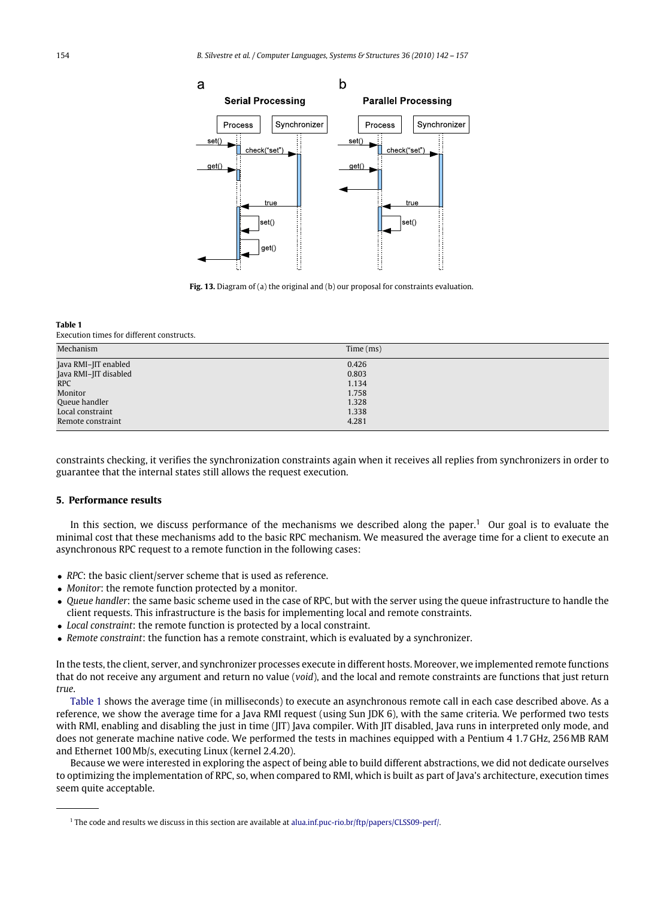Fig. 13. Diagram of (a) the original and (b) our proposal for constraints evaluation.

**Table 1**
Execution times for different constructs.

| Mechanism | Time (ms) |
| --- | --- |
| Java RMI–JIT enabled | 0.426 |
| Java RMI–JIT disabled | 0.803 |
| RPC | 1.134 |
| Monitor | 1.758 |
| Queue handler | 1.328 |
| Local constraint | 1.338 |
| Remote constraint | 4.281 |

constraints checking, it verifies the synchronization constraints again when it receives all replies from synchronizers in order to guarantee that the internal states still allows the request execution.

## 5. Performance results

In this section, we discuss performance of the mechanisms we described along the paper.[1] Our goal is to evaluate the minimal cost that these mechanisms add to the basic RPC mechanism. We measured the average time for a client to execute an asynchronous RPC request to a remote function in the following cases:

- *RPC*: the basic client/server scheme that is used as reference.
- *Monitor*: the remote function protected by a monitor.
- *Queue handler*: the same basic scheme used in the case of RPC, but with the server using the queue infrastructure to handle the client requests. This infrastructure is the basis for implementing local and remote constraints.
- *Local constraint*: the remote function is protected by a local constraint.
- *Remote constraint*: the function has a remote constraint, which is evaluated by a synchronizer.

In the tests, the client, server, and synchronizer processes execute in different hosts. Moreover, we implemented remote functions that do not receive any argument and return no value (*void*), and the local and remote constraints are functions that just return *true*.

Table 1 shows the average time (in milliseconds) to execute an asynchronous remote call in each case described above. As a reference, we show the average time for a Java RMI request (using Sun JDK 6), with the same criteria. We performed two tests with RMI, enabling and disabling the just in time (JIT) Java compiler. With JIT disabled, Java runs in interpreted only mode, and does not generate machine native code. We performed the tests in machines equipped with a Pentium 4 1.7 GHz, 256 MB RAM and Ethernet 100 Mb/s, executing Linux (kernel 2.4.20).

Because we were interested in exploring the aspect of being able to build different abstractions, we did not dedicate ourselves to optimizing the implementation of RPC, so, when compared to RMI, which is built as part of Java's architecture, execution times seem quite acceptable.

[1] The code and results we discuss in this section are available at alua.inf.puc-rio.br/ftp/papers/CLSS09-perf/.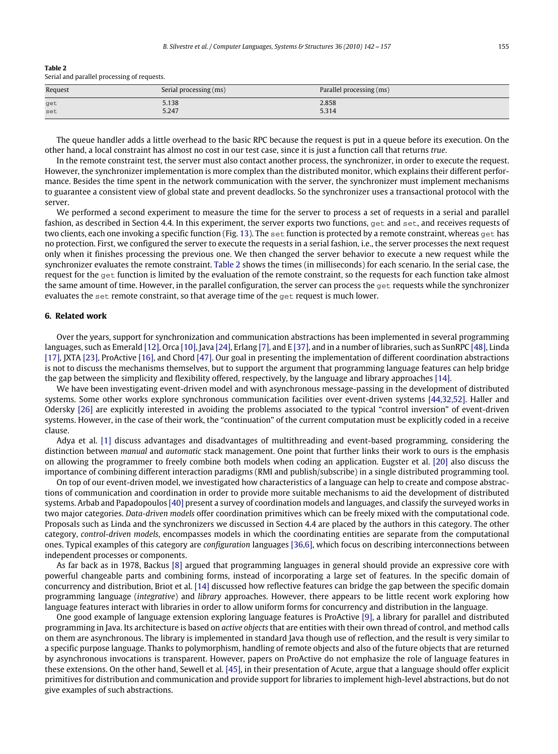**Table 2**
Serial and parallel processing of requests.

| Request | Serial processing (ms) | Parallel processing (ms) |
|---|---|---|
| `get` | 5.138 | 2.858 |
| `set` | 5.247 | 5.314 |

The queue handler adds a little overhead to the basic RPC because the request is put in a queue before its execution. On the other hand, a local constraint has almost no cost in our test case, since it is just a function call that returns *true*.

In the remote constraint test, the server must also contact another process, the synchronizer, in order to execute the request. However, the synchronizer implementation is more complex than the distributed monitor, which explains their different performance. Besides the time spent in the network communication with the server, the synchronizer must implement mechanisms to guarantee a consistent view of global state and prevent deadlocks. So the synchronizer uses a transactional protocol with the server.

We performed a second experiment to measure the time for the server to process a set of requests in a serial and parallel fashion, as described in Section 4.4. In this experiment, the server exports two functions, `get` and `set`, and receives requests of two clients, each one invoking a specific function (Fig. 13). The `set` function is protected by a remote constraint, whereas `get` has no protection. First, we configured the server to execute the requests in a serial fashion, i.e., the server processes the next request only when it finishes processing the previous one. We then changed the server behavior to execute a new request while the synchronizer evaluates the remote constraint. Table 2 shows the times (in milliseconds) for each scenario. In the serial case, the request for the `get` function is limited by the evaluation of the remote constraint, so the requests for each function take almost the same amount of time. However, in the parallel configuration, the server can process the `get` requests while the synchronizer evaluates the `set` remote constraint, so that average time of the `get` request is much lower.

## 6. Related work

Over the years, support for synchronization and communication abstractions has been implemented in several programming languages, such as Emerald [12], Orca [10], Java [24], Erlang [7], and E [37], and in a number of libraries, such as SunRPC [48], Linda [17], JXTA [23], ProActive [16], and Chord [47]. Our goal in presenting the implementation of different coordination abstractions is not to discuss the mechanisms themselves, but to support the argument that programming language features can help bridge the gap between the simplicity and flexibility offered, respectively, by the language and library approaches [14].

We have been investigating event-driven model and with asynchronous message-passing in the development of distributed systems. Some other works explore synchronous communication facilities over event-driven systems [44,32,52]. Haller and Odersky [26] are explicitly interested in avoiding the problems associated to the typical "control inversion" of event-driven systems. However, in the case of their work, the "continuation" of the current computation must be explicitly coded in a receive clause.

Adya et al. [1] discuss advantages and disadvantages of multithreading and event-based programming, considering the distinction between *manual* and *automatic* stack management. One point that further links their work to ours is the emphasis on allowing the programmer to freely combine both models when coding an application. Eugster et al. [20] also discuss the importance of combining different interaction paradigms (RMI and publish/subscribe) in a single distributed programming tool.

On top of our event-driven model, we investigated how characteristics of a language can help to create and compose abstractions of communication and coordination in order to provide more suitable mechanisms to aid the development of distributed systems. Arbab and Papadopoulos [40] present a survey of coordination models and languages, and classify the surveyed works in two major categories. *Data-driven models* offer coordination primitives which can be freely mixed with the computational code. Proposals such as Linda and the synchronizers we discussed in Section 4.4 are placed by the authors in this category. The other category, *control-driven models*, encompasses models in which the coordinating entities are separate from the computational ones. Typical examples of this category are *configuration* languages [36,6], which focus on describing interconnections between independent processes or components.

As far back as in 1978, Backus [8] argued that programming languages in general should provide an expressive core with powerful changeable parts and combining forms, instead of incorporating a large set of features. In the specific domain of concurrency and distribution, Briot et al. [14] discussed how reflective features can bridge the gap between the specific domain programming language (*integrative*) and *library* approaches. However, there appears to be little recent work exploring how language features interact with libraries in order to allow uniform forms for concurrency and distribution in the language.

One good example of language extension exploring language features is ProActive [9], a library for parallel and distributed programming in Java. Its architecture is based on *active objects* that are entities with their own thread of control, and method calls on them are asynchronous. The library is implemented in standard Java though use of reflection, and the result is very similar to a specific purpose language. Thanks to polymorphism, handling of remote objects and also of the future objects that are returned by asynchronous invocations is transparent. However, papers on ProActive do not emphasize the role of language features in these extensions. On the other hand, Sewell et al. [45], in their presentation of Acute, argue that a language should offer explicit primitives for distribution and communication and provide support for libraries to implement high-level abstractions, but do not give examples of such abstractions.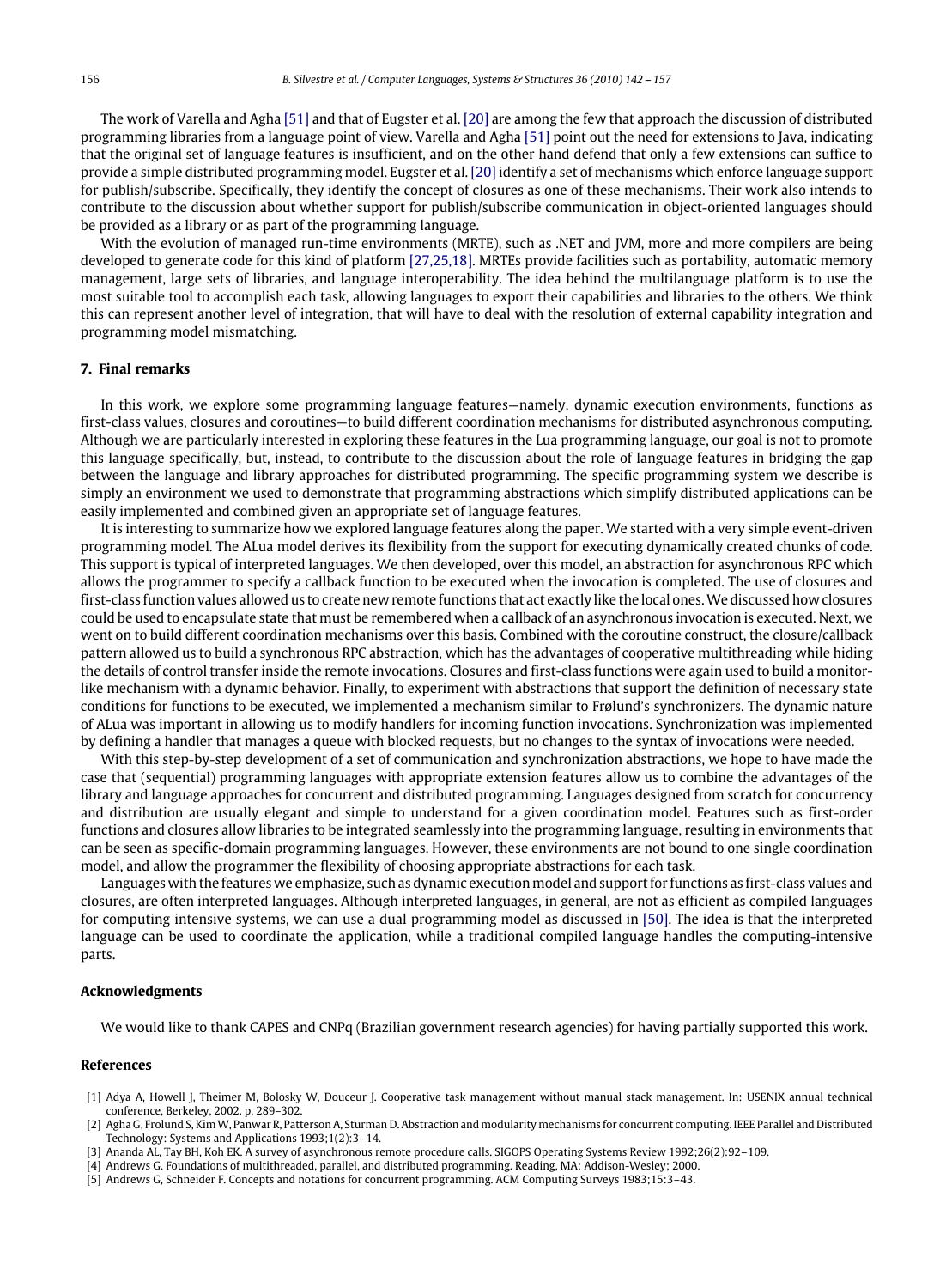The work of Varella and Agha [51] and that of Eugster et al. [20] are among the few that approach the discussion of distributed programming libraries from a language point of view. Varella and Agha [51] point out the need for extensions to Java, indicating that the original set of language features is insufficient, and on the other hand defend that only a few extensions can suffice to provide a simple distributed programming model. Eugster et al. [20] identify a set of mechanisms which enforce language support for publish/subscribe. Specifically, they identify the concept of closures as one of these mechanisms. Their work also intends to contribute to the discussion about whether support for publish/subscribe communication in object-oriented languages should be provided as a library or as part of the programming language.

With the evolution of managed run-time environments (MRTE), such as .NET and JVM, more and more compilers are being developed to generate code for this kind of platform [27,25,18]. MRTEs provide facilities such as portability, automatic memory management, large sets of libraries, and language interoperability. The idea behind the multilanguage platform is to use the most suitable tool to accomplish each task, allowing languages to export their capabilities and libraries to the others. We think this can represent another level of integration, that will have to deal with the resolution of external capability integration and programming model mismatching.

## 7. Final remarks

In this work, we explore some programming language features—namely, dynamic execution environments, functions as first-class values, closures and coroutines—to build different coordination mechanisms for distributed asynchronous computing. Although we are particularly interested in exploring these features in the Lua programming language, our goal is not to promote this language specifically, but, instead, to contribute to the discussion about the role of language features in bridging the gap between the language and library approaches for distributed programming. The specific programming system we describe is simply an environment we used to demonstrate that programming abstractions which simplify distributed applications can be easily implemented and combined given an appropriate set of language features.

It is interesting to summarize how we explored language features along the paper. We started with a very simple event-driven programming model. The ALua model derives its flexibility from the support for executing dynamically created chunks of code. This support is typical of interpreted languages. We then developed, over this model, an abstraction for asynchronous RPC which allows the programmer to specify a callback function to be executed when the invocation is completed. The use of closures and first-class function values allowed us to create new remote functions that act exactly like the local ones. We discussed how closures could be used to encapsulate state that must be remembered when a callback of an asynchronous invocation is executed. Next, we went on to build different coordination mechanisms over this basis. Combined with the coroutine construct, the closure/callback pattern allowed us to build a synchronous RPC abstraction, which has the advantages of cooperative multithreading while hiding the details of control transfer inside the remote invocations. Closures and first-class functions were again used to build a monitor-like mechanism with a dynamic behavior. Finally, to experiment with abstractions that support the definition of necessary state conditions for functions to be executed, we implemented a mechanism similar to Frølund's synchronizers. The dynamic nature of ALua was important in allowing us to modify handlers for incoming function invocations. Synchronization was implemented by defining a handler that manages a queue with blocked requests, but no changes to the syntax of invocations were needed.

With this step-by-step development of a set of communication and synchronization abstractions, we hope to have made the case that (sequential) programming languages with appropriate extension features allow us to combine the advantages of the library and language approaches for concurrent and distributed programming. Languages designed from scratch for concurrency and distribution are usually elegant and simple to understand for a given coordination model. Features such as first-order functions and closures allow libraries to be integrated seamlessly into the programming language, resulting in environments that can be seen as specific-domain programming languages. However, these environments are not bound to one single coordination model, and allow the programmer the flexibility of choosing appropriate abstractions for each task.

Languages with the features we emphasize, such as dynamic execution model and support for functions as first-class values and closures, are often interpreted languages. Although interpreted languages, in general, are not as efficient as compiled languages for computing intensive systems, we can use a dual programming model as discussed in [50]. The idea is that the interpreted language can be used to coordinate the application, while a traditional compiled language handles the computing-intensive parts.

## Acknowledgments

We would like to thank CAPES and CNPq (Brazilian government research agencies) for having partially supported this work.

## References

[1] Adya A, Howell J, Theimer M, Bolosky W, Douceur J. Cooperative task management without manual stack management. In: USENIX annual technical conference, Berkeley, 2002. p. 289–302.

[2] Agha G, Frolund S, Kim W, Panwar R, Patterson A, Sturman D. Abstraction and modularity mechanisms for concurrent computing. IEEE Parallel and Distributed Technology: Systems and Applications 1993;1(2):3–14.

[3] Ananda AL, Tay BH, Koh EK. A survey of asynchronous remote procedure calls. SIGOPS Operating Systems Review 1992;26(2):92–109.

[4] Andrews G. Foundations of multithreaded, parallel, and distributed programming. Reading, MA: Addison-Wesley; 2000.

[5] Andrews G, Schneider F. Concepts and notations for concurrent programming. ACM Computing Surveys 1983;15:3–43.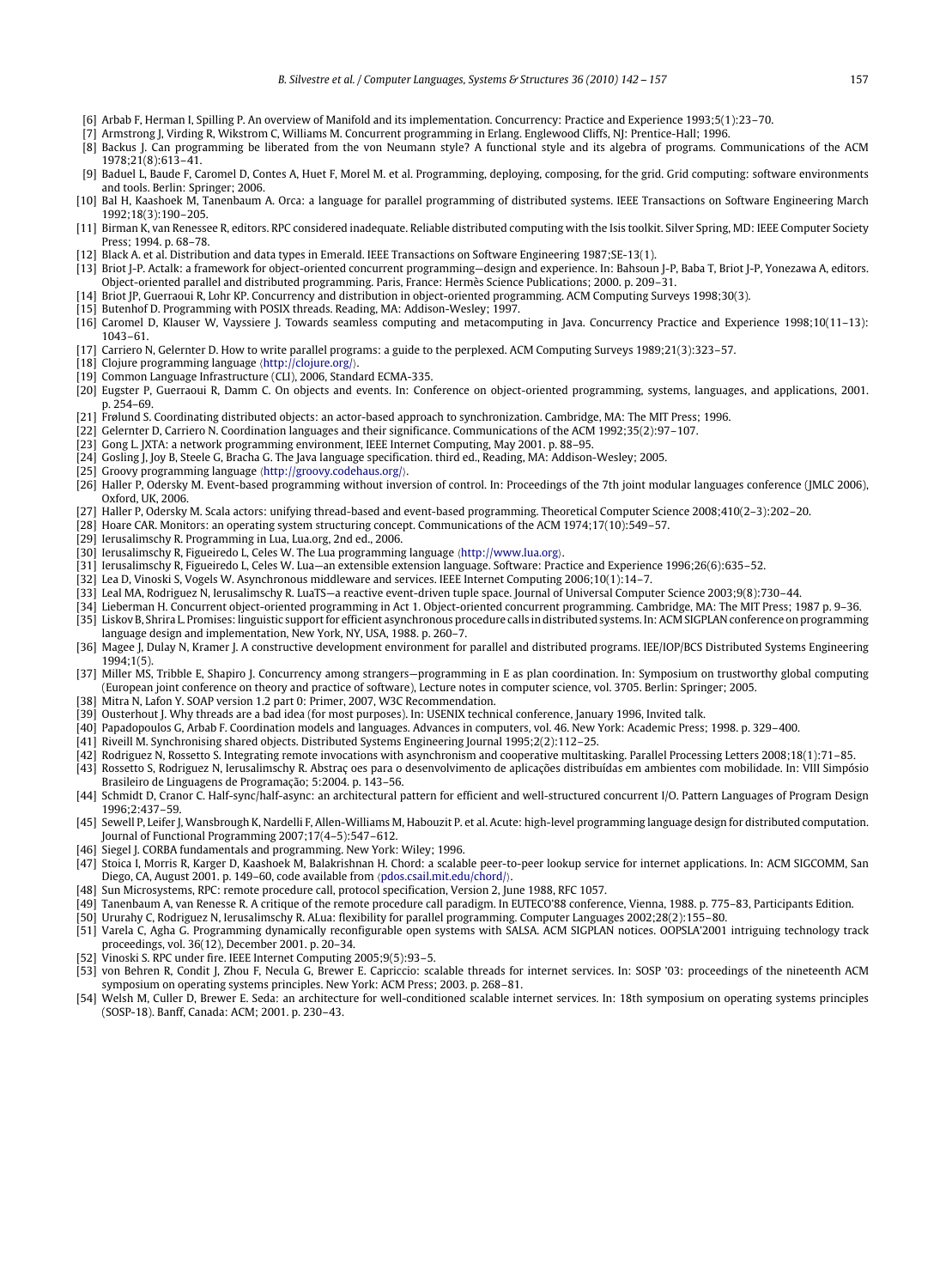[6] Arbab F, Herman I, Spilling P. An overview of Manifold and its implementation. Concurrency: Practice and Experience 1993;5(1):23–70.

[7] Armstrong J, Virding R, Wikstrom C, Williams M. Concurrent programming in Erlang. Englewood Cliffs, NJ: Prentice-Hall; 1996.

[8] Backus J. Can programming be liberated from the von Neumann style? A functional style and its algebra of programs. Communications of the ACM 1978;21(8):613–41.

[9] Baduel L, Baude F, Caromel D, Contes A, Huet F, Morel M. et al. Programming, deploying, composing, for the grid. Grid computing: software environments and tools. Berlin: Springer; 2006.

[10] Bal H, Kaashoek M, Tanenbaum A. Orca: a language for parallel programming of distributed systems. IEEE Transactions on Software Engineering March 1992;18(3):190–205.

[11] Birman K, van Renessee R, editors. RPC considered inadequate. Reliable distributed computing with the Isis toolkit. Silver Spring, MD: IEEE Computer Society Press; 1994. p. 68–78.

[12] Black A. et al. Distribution and data types in Emerald. IEEE Transactions on Software Engineering 1987;SE-13(1).

[13] Briot J-P. Actalk: a framework for object-oriented concurrent programming—design and experience. In: Bahsoun J-P, Baba T, Briot J-P, Yonezawa A, editors. Object-oriented parallel and distributed programming. Paris, France: Hermès Science Publications; 2000. p. 209–31.

[14] Briot JP, Guerraoui R, Lohr KP. Concurrency and distribution in object-oriented programming. ACM Computing Surveys 1998;30(3).

[15] Butenhof D. Programming with POSIX threads. Reading, MA: Addison-Wesley; 1997.

[16] Caromel D, Klauser W, Vayssiere J. Towards seamless computing and metacomputing in Java. Concurrency Practice and Experience 1998;10(11–13): 1043–61.

[17] Carriero N, Gelernter D. How to write parallel programs: a guide to the perplexed. ACM Computing Surveys 1989;21(3):323–57.

[18] Clojure programming language ⟨http://clojure.org/⟩.

[19] Common Language Infrastructure (CLI), 2006, Standard ECMA-335.

[20] Eugster P, Guerraoui R, Damm C. On objects and events. In: Conference on object-oriented programming, systems, languages, and applications, 2001. p. 254–69.

[21] Frølund S. Coordinating distributed objects: an actor-based approach to synchronization. Cambridge, MA: The MIT Press; 1996.

[22] Gelernter D, Carriero N. Coordination languages and their significance. Communications of the ACM 1992;35(2):97–107.

[23] Gong L. JXTA: a network programming environment, IEEE Internet Computing, May 2001. p. 88–95.

[24] Gosling J, Joy B, Steele G, Bracha G. The Java language specification. third ed., Reading, MA: Addison-Wesley; 2005.

[25] Groovy programming language ⟨http://groovy.codehaus.org/⟩.

[26] Haller P, Odersky M. Event-based programming without inversion of control. In: Proceedings of the 7th joint modular languages conference (JMLC 2006), Oxford, UK, 2006.

[27] Haller P, Odersky M. Scala actors: unifying thread-based and event-based programming. Theoretical Computer Science 2008;410(2–3):202–20.

[28] Hoare CAR. Monitors: an operating system structuring concept. Communications of the ACM 1974;17(10):549–57.

[29] Ierusalimschy R. Programming in Lua, Lua.org, 2nd ed., 2006.

[30] Ierusalimschy R, Figueiredo L, Celes W. The Lua programming language ⟨http://www.lua.org⟩.

[31] Ierusalimschy R, Figueiredo L, Celes W. Lua—an extensible extension language. Software: Practice and Experience 1996;26(6):635–52.

[32] Lea D, Vinoski S, Vogels W. Asynchronous middleware and services. IEEE Internet Computing 2006;10(1):14–7.

[33] Leal MA, Rodriguez N, Ierusalimschy R. LuaTS—a reactive event-driven tuple space. Journal of Universal Computer Science 2003;9(8):730–44.

[34] Lieberman H. Concurrent object-oriented programming in Act 1. Object-oriented concurrent programming. Cambridge, MA: The MIT Press; 1987 p. 9–36.

[35] Liskov B, Shrira L. Promises: linguistic support for efficient asynchronous procedure calls in distributed systems. In: ACM SIGPLAN conference on programming language design and implementation, New York, NY, USA, 1988. p. 260–7.

[36] Magee J, Dulay N, Kramer J. A constructive development environment for parallel and distributed programs. IEE/IOP/BCS Distributed Systems Engineering 1994;1(5).

[37] Miller MS, Tribble E, Shapiro J. Concurrency among strangers—programming in E as plan coordination. In: Symposium on trustworthy global computing (European joint conference on theory and practice of software), Lecture notes in computer science, vol. 3705. Berlin: Springer; 2005.

[38] Mitra N, Lafon Y. SOAP version 1.2 part 0: Primer, 2007, W3C Recommendation.

[39] Ousterhout J. Why threads are a bad idea (for most purposes). In: USENIX technical conference, January 1996, Invited talk.

[40] Papadopoulos G, Arbab F. Coordination models and languages. Advances in computers, vol. 46. New York: Academic Press; 1998. p. 329–400.

[41] Riveill M. Synchronising shared objects. Distributed Systems Engineering Journal 1995;2(2):112–25.

[42] Rodriguez N, Rossetto S. Integrating remote invocations with asynchronism and cooperative multitasking. Parallel Processing Letters 2008;18(1):71–85.

[43] Rossetto S, Rodriguez N, Ierusalimschy R. Abstraç oes para o desenvolvimento de aplicações distribuídas em ambientes com mobilidade. In: VIII Simpósio Brasileiro de Linguagens de Programação; 5:2004. p. 143–56.

[44] Schmidt D, Cranor C. Half-sync/half-async: an architectural pattern for efficient and well-structured concurrent I/O. Pattern Languages of Program Design 1996;2:437–59.

[45] Sewell P, Leifer J, Wansbrough K, Nardelli F, Allen-Williams M, Habouzit P. et al. Acute: high-level programming language design for distributed computation. Journal of Functional Programming 2007;17(4–5):547–612.

[46] Siegel J. CORBA fundamentals and programming. New York: Wiley; 1996.

[47] Stoica I, Morris R, Karger D, Kaashoek M, Balakrishnan H. Chord: a scalable peer-to-peer lookup service for internet applications. In: ACM SIGCOMM, San Diego, CA, August 2001. p. 149–60, code available from ⟨pdos.csail.mit.edu/chord/⟩.

[48] Sun Microsystems, RPC: remote procedure call, protocol specification, Version 2, June 1988, RFC 1057.

[49] Tanenbaum A, van Renesse R. A critique of the remote procedure call paradigm. In EUTECO'88 conference, Vienna, 1988. p. 775–83, Participants Edition.

[50] Ururahy C, Rodriguez N, Ierusalimschy R. ALua: flexibility for parallel programming. Computer Languages 2002;28(2):155–80.

[51] Varela C, Agha G. Programming dynamically reconfigurable open systems with SALSA. ACM SIGPLAN notices. OOPSLA'2001 intriguing technology track proceedings, vol. 36(12), December 2001. p. 20–34.

[52] Vinoski S. RPC under fire. IEEE Internet Computing 2005;9(5):93–5.

[53] von Behren R, Condit J, Zhou F, Necula G, Brewer E. Capriccio: scalable threads for internet services. In: SOSP '03: proceedings of the nineteenth ACM symposium on operating systems principles. New York: ACM Press; 2003. p. 268–81.

[54] Welsh M, Culler D, Brewer E. Seda: an architecture for well-conditioned scalable internet services. In: 18th symposium on operating systems principles (SOSP-18). Banff, Canada: ACM; 2001. p. 230–43.